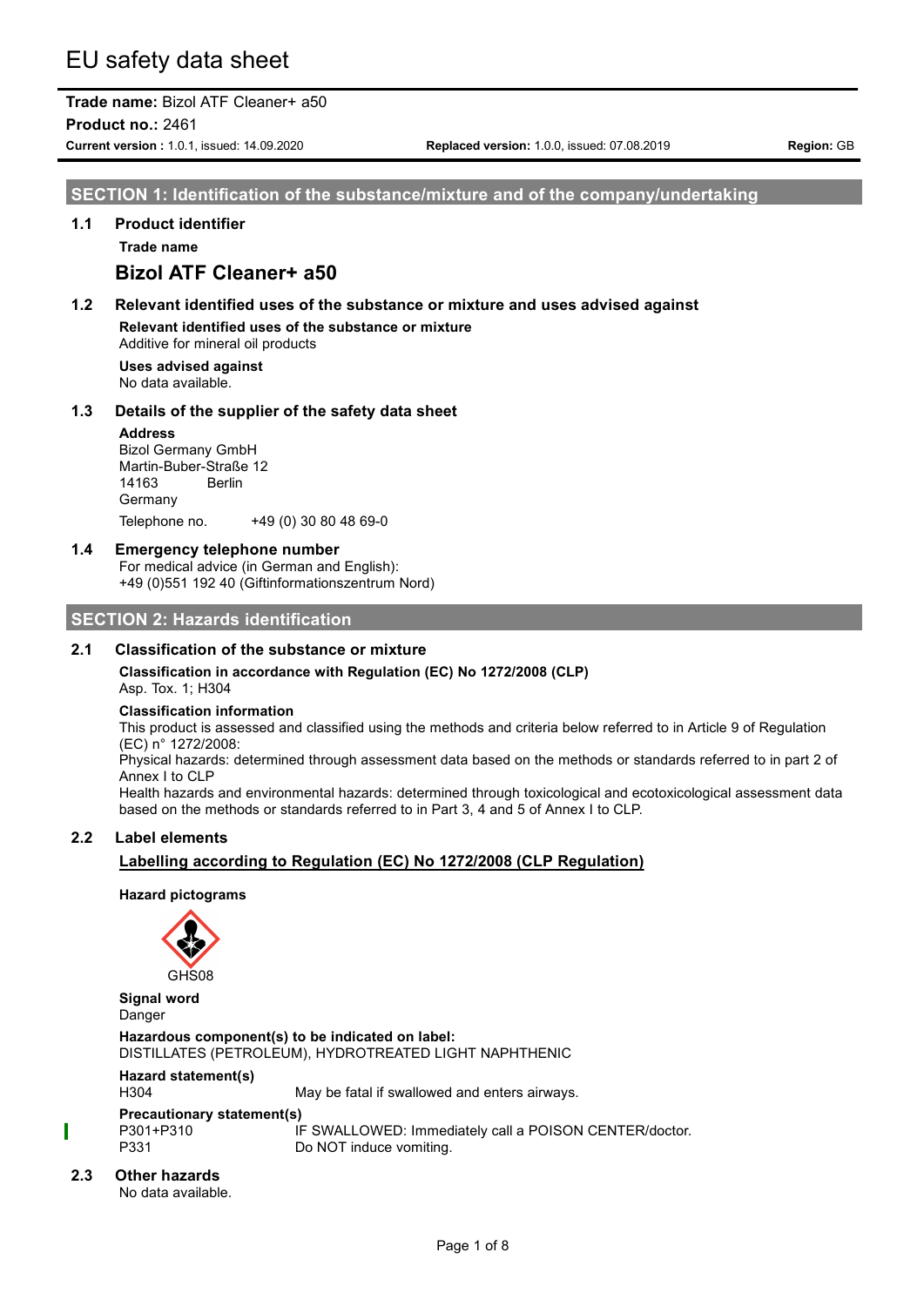# EU safety data sheet

**Trade name:** Bizol ATF Cleaner+ a50

**Product no.:** 2461

**Current version :** 1.0.1, issued: 14.09.2020 **Replaced version:** 1.0.0, issued: 07.08.2019 **Region:** GB

## SECTION 1: Identification of the substance/mixture and of the company/undertaking

### 1.1 Product identifier

**Trade name**

**Bizol ATF Cleaner+ a50**

### 1.2 Relevant identified uses of the substance or mixture and uses advised against

**Relevant identified uses of the substance or mixture**

Additive for mineral oil products

**Uses advised against**

No data available.

### 1.3 Details of the supplier of the safety data sheet

**Address**

Bizol Germany GmbH
Martin-Buber-Straße 12
14163 Berlin
Germany

Telephone no. +49 (0) 30 80 48 69-0

### 1.4 Emergency telephone number

For medical advice (in German and English):
+49 (0)551 192 40 (Giftinformationszentrum Nord)

## SECTION 2: Hazards identification

### 2.1 Classification of the substance or mixture

**Classification in accordance with Regulation (EC) No 1272/2008 (CLP)**

Asp. Tox. 1; H304

**Classification information**

This product is assessed and classified using the methods and criteria below referred to in Article 9 of Regulation (EC) n° 1272/2008:
Physical hazards: determined through assessment data based on the methods or standards referred to in part 2 of Annex I to CLP
Health hazards and environmental hazards: determined through toxicological and ecotoxicological assessment data based on the methods or standards referred to in Part 3, 4 and 5 of Annex I to CLP.

### 2.2 Label elements

**Labelling according to Regulation (EC) No 1272/2008 (CLP Regulation)**

**Hazard pictograms**

GHS08

**Signal word**

Danger

**Hazardous component(s) to be indicated on label:**

DISTILLATES (PETROLEUM), HYDROTREATED LIGHT NAPHTHENIC

**Hazard statement(s)**

| | |
|---|---|
| H304 | May be fatal if swallowed and enters airways. |

**Precautionary statement(s)**

| | |
|---|---|
| P301+P310 | IF SWALLOWED: Immediately call a POISON CENTER/doctor. |
| P331 | Do NOT induce vomiting. |

### 2.3 Other hazards

No data available.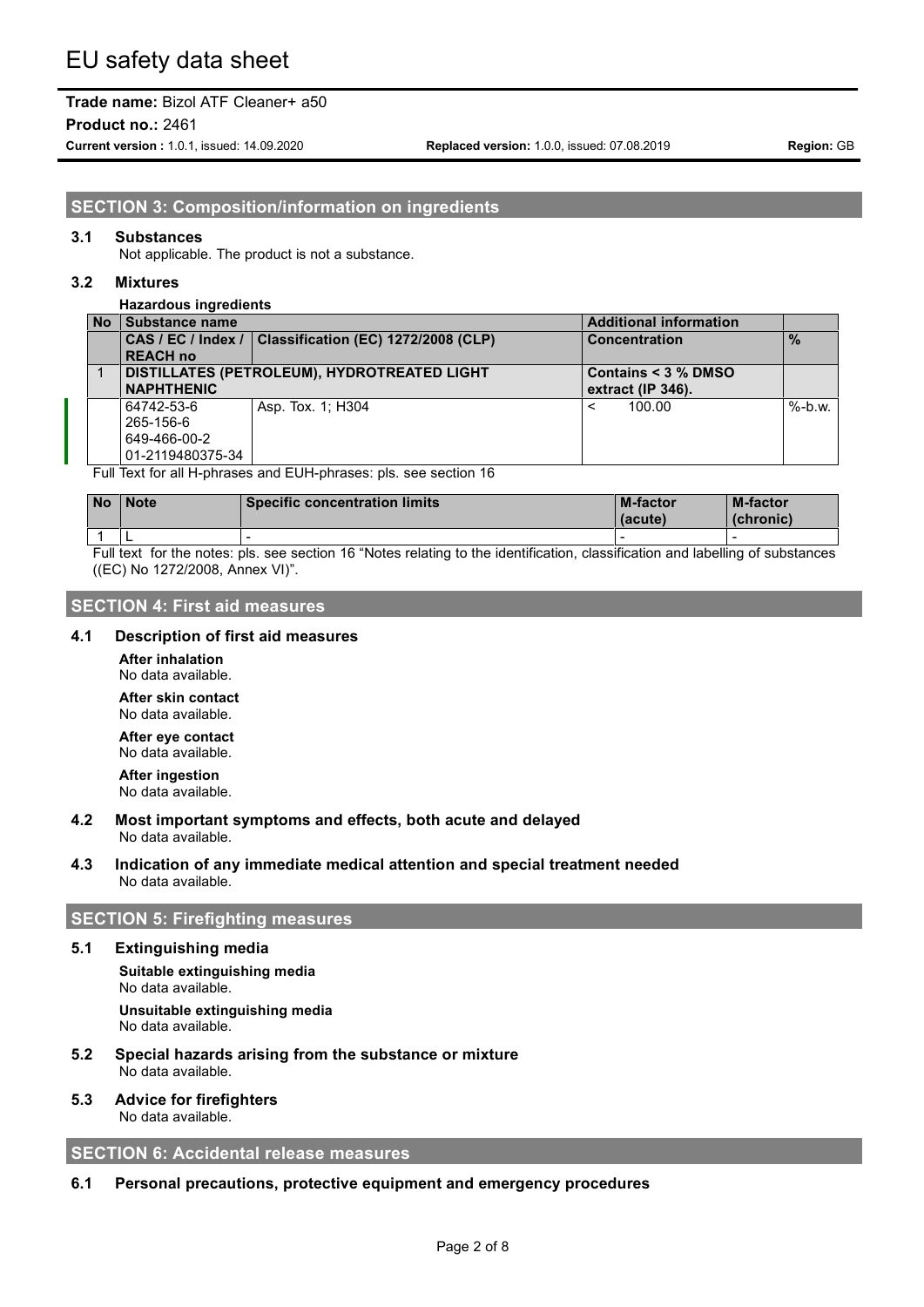## SECTION 3: Composition/information on ingredients

### 3.1 Substances

Not applicable. The product is not a substance.

### 3.2 Mixtures

**Hazardous ingredients**

| No | Substance name | | Additional information | |
|---|---|---|---|---|
| | CAS / EC / Index / REACH no | Classification (EC) 1272/2008 (CLP) | Concentration | % |
| 1 | DISTILLATES (PETROLEUM), HYDROTREATED LIGHT NAPHTHENIC | | Contains < 3 % DMSO extract (IP 346). | |
| | 64742-53-6<br>265-156-6<br>649-466-00-2<br>01-2119480375-34 | Asp. Tox. 1; H304 | < 100.00 | %-b.w. |

Full Text for all H-phrases and EUH-phrases: pls. see section 16

| No | Note | Specific concentration limits | M-factor (acute) | M-factor (chronic) |
|---|---|---|---|---|
| 1 | L | - | - | - |

Full text for the notes: pls. see section 16 "Notes relating to the identification, classification and labelling of substances ((EC) No 1272/2008, Annex VI)".

## SECTION 4: First aid measures

### 4.1 Description of first aid measures

**After inhalation**
No data available.

**After skin contact**
No data available.

**After eye contact**
No data available.

**After ingestion**
No data available.

### 4.2 Most important symptoms and effects, both acute and delayed

No data available.

### 4.3 Indication of any immediate medical attention and special treatment needed

No data available.

## SECTION 5: Firefighting measures

### 5.1 Extinguishing media

**Suitable extinguishing media**
No data available.

**Unsuitable extinguishing media**
No data available.

### 5.2 Special hazards arising from the substance or mixture

No data available.

### 5.3 Advice for firefighters

No data available.

## SECTION 6: Accidental release measures

### 6.1 Personal precautions, protective equipment and emergency procedures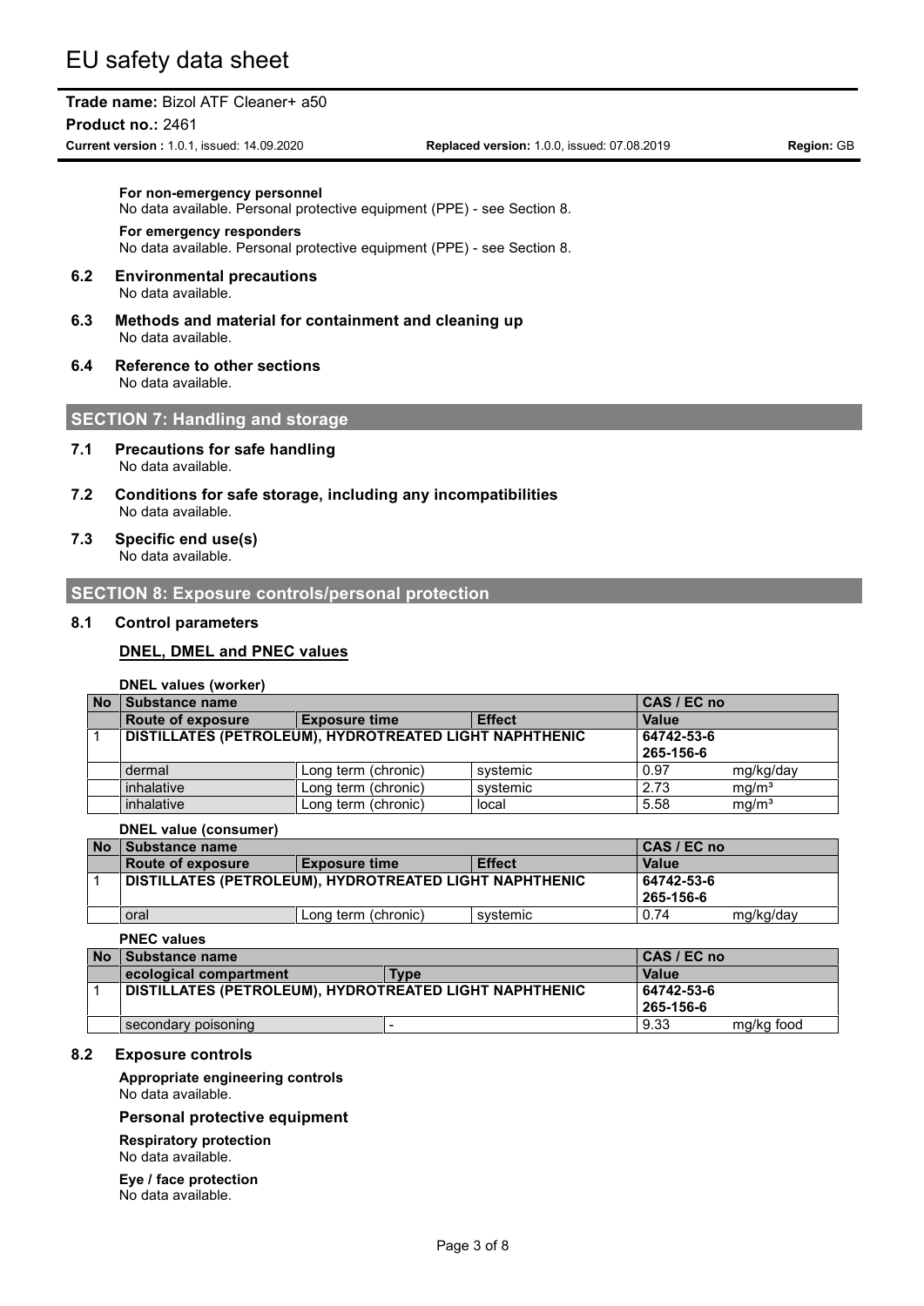**For non-emergency personnel**
No data available. Personal protective equipment (PPE) - see Section 8.

**For emergency responders**
No data available. Personal protective equipment (PPE) - see Section 8.

### 6.2 Environmental precautions

No data available.

### 6.3 Methods and material for containment and cleaning up

No data available.

### 6.4 Reference to other sections

No data available.

## SECTION 7: Handling and storage

### 7.1 Precautions for safe handling

No data available.

### 7.2 Conditions for safe storage, including any incompatibilities

No data available.

### 7.3 Specific end use(s)

No data available.

## SECTION 8: Exposure controls/personal protection

### 8.1 Control parameters

**DNEL, DMEL and PNEC values**

**DNEL values (worker)**

| No | Substance name | | | CAS / EC no | |
|---|---|---|---|---|---|
| | **Route of exposure** | **Exposure time** | **Effect** | **Value** | |
| 1 | **DISTILLATES (PETROLEUM), HYDROTREATED LIGHT NAPHTHENIC** | | | **64742-53-6**<br>**265-156-6** | |
| | dermal | Long term (chronic) | systemic | 0.97 | mg/kg/day |
| | inhalative | Long term (chronic) | systemic | 2.73 | mg/m³ |
| | inhalative | Long term (chronic) | local | 5.58 | mg/m³ |

**DNEL value (consumer)**

| No | Substance name | | | CAS / EC no | |
|---|---|---|---|---|---|
| | **Route of exposure** | **Exposure time** | **Effect** | **Value** | |
| 1 | **DISTILLATES (PETROLEUM), HYDROTREATED LIGHT NAPHTHENIC** | | | **64742-53-6**<br>**265-156-6** | |
| | oral | Long term (chronic) | systemic | 0.74 | mg/kg/day |

**PNEC values**

| No | Substance name | | CAS / EC no | |
|---|---|---|---|---|
| | **ecological compartment** | **Type** | **Value** | |
| 1 | **DISTILLATES (PETROLEUM), HYDROTREATED LIGHT NAPHTHENIC** | | **64742-53-6**<br>**265-156-6** | |
| | secondary poisoning | - | 9.33 | mg/kg food |

### 8.2 Exposure controls

**Appropriate engineering controls**
No data available.

**Personal protective equipment**

**Respiratory protection**
No data available.

**Eye / face protection**
No data available.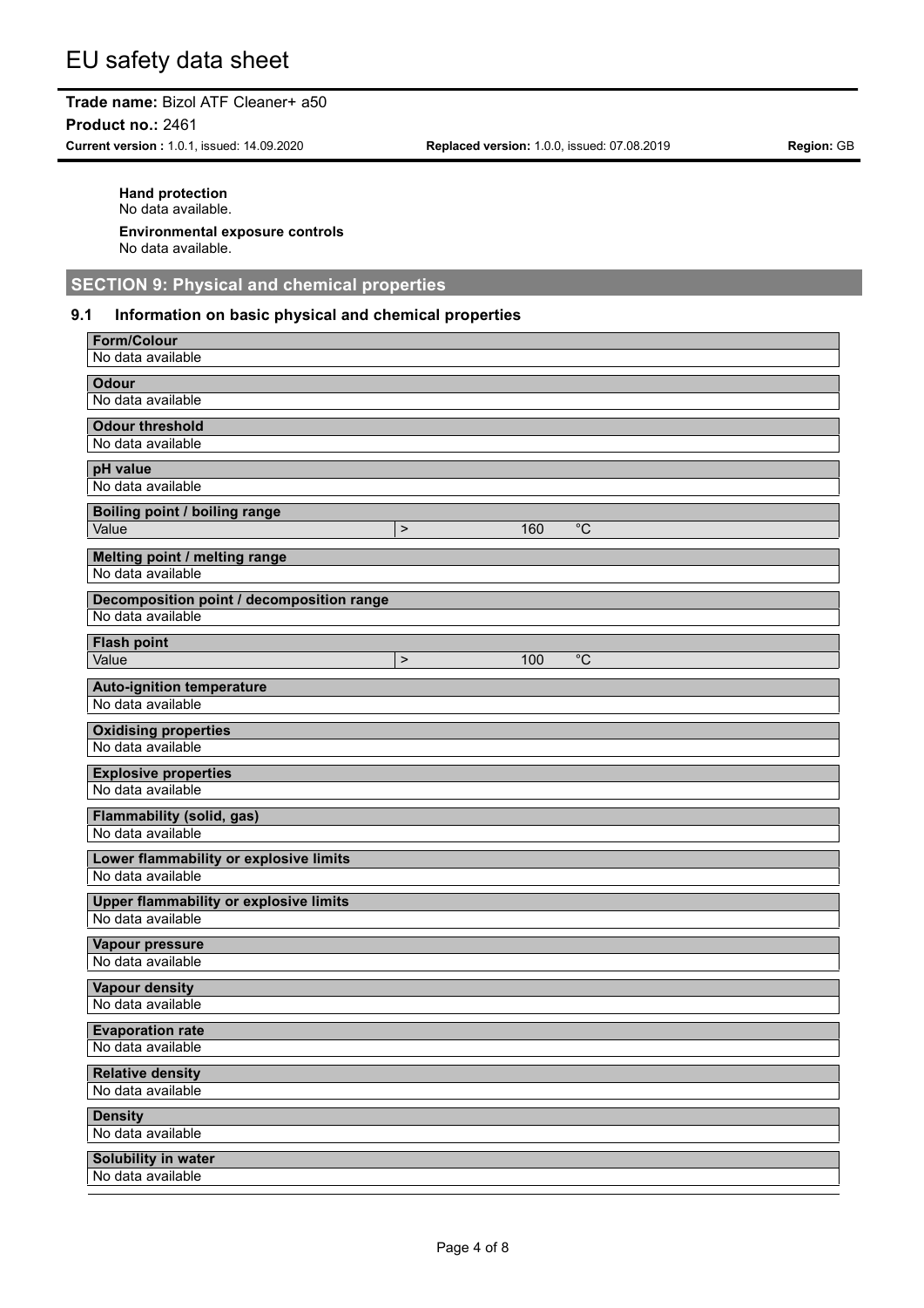**Hand protection**

No data available.

**Environmental exposure controls**

No data available.

## SECTION 9: Physical and chemical properties

### 9.1 Information on basic physical and chemical properties

**Form/Colour**

No data available

**Odour**

No data available

**Odour threshold**

No data available

**pH value**

No data available

**Boiling point / boiling range**

| Value | > | 160 | °C |
|---|---|---|---|

**Melting point / melting range**

No data available

**Decomposition point / decomposition range**

No data available

**Flash point**

| Value | > | 100 | °C |
|---|---|---|---|

**Auto-ignition temperature**

No data available

**Oxidising properties**

No data available

**Explosive properties**

No data available

**Flammability (solid, gas)**

No data available

**Lower flammability or explosive limits**

No data available

**Upper flammability or explosive limits**

No data available

**Vapour pressure**

No data available

**Vapour density**

No data available

**Evaporation rate**

No data available

**Relative density**

No data available

**Density**

No data available

**Solubility in water**

No data available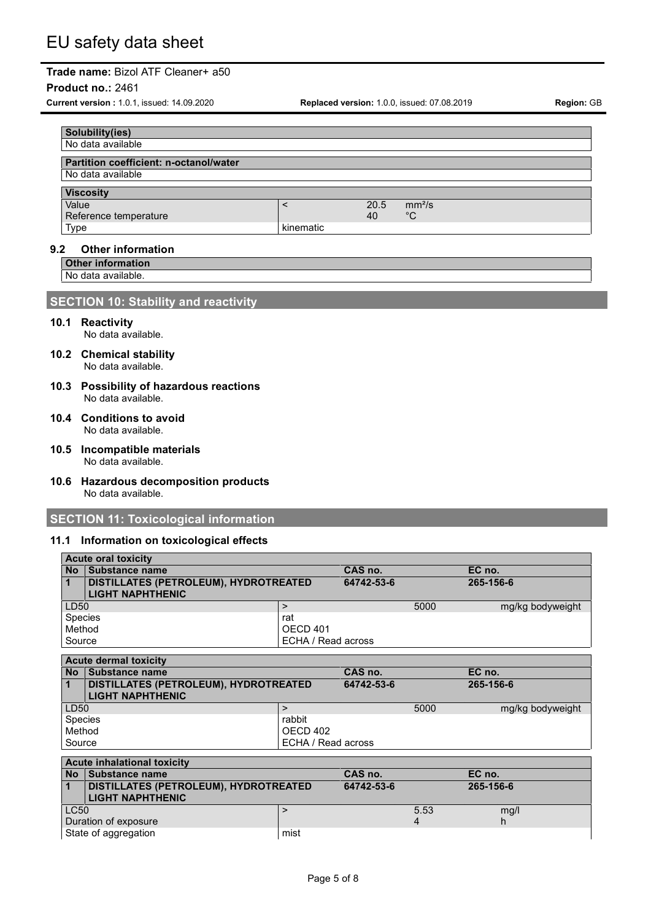| Solubility(ies) |
| --- |
| No data available |

| Partition coefficient: n-octanol/water |
| --- |
| No data available |

| Viscosity | | | |
| --- | --- | --- | --- |
| Value | < | 20.5 | $mm^2/s$ |
| Reference temperature | | 40 | °C |
| Type | kinematic | | |

### 9.2 Other information

| Other information |
| --- |
| No data available. |

## SECTION 10: Stability and reactivity

### 10.1 Reactivity

No data available.

### 10.2 Chemical stability

No data available.

### 10.3 Possibility of hazardous reactions

No data available.

### 10.4 Conditions to avoid

No data available.

### 10.5 Incompatible materials

No data available.

### 10.6 Hazardous decomposition products

No data available.

## SECTION 11: Toxicological information

### 11.1 Information on toxicological effects

| Acute oral toxicity | | | | |
| --- | --- | --- | --- | --- |
| **No** | **Substance name** | **CAS no.** | | **EC no.** |
| **1** | **DISTILLATES (PETROLEUM), HYDROTREATED LIGHT NAPHTHENIC** | **64742-53-6** | | **265-156-6** |
| LD50 | | > | 5000 | mg/kg bodyweight |
| Species | | rat | | |
| Method | | OECD 401 | | |
| Source | | ECHA / Read across | | |

| Acute dermal toxicity | | | | |
| --- | --- | --- | --- | --- |
| **No** | **Substance name** | **CAS no.** | | **EC no.** |
| **1** | **DISTILLATES (PETROLEUM), HYDROTREATED LIGHT NAPHTHENIC** | **64742-53-6** | | **265-156-6** |
| LD50 | | > | 5000 | mg/kg bodyweight |
| Species | | rabbit | | |
| Method | | OECD 402 | | |
| Source | | ECHA / Read across | | |

| Acute inhalational toxicity | | | | |
| --- | --- | --- | --- | --- |
| **No** | **Substance name** | **CAS no.** | | **EC no.** |
| **1** | **DISTILLATES (PETROLEUM), HYDROTREATED LIGHT NAPHTHENIC** | **64742-53-6** | | **265-156-6** |
| LC50 | | > | 5.53 | mg/l |
| Duration of exposure | | | 4 | h |
| State of aggregation | | mist | | |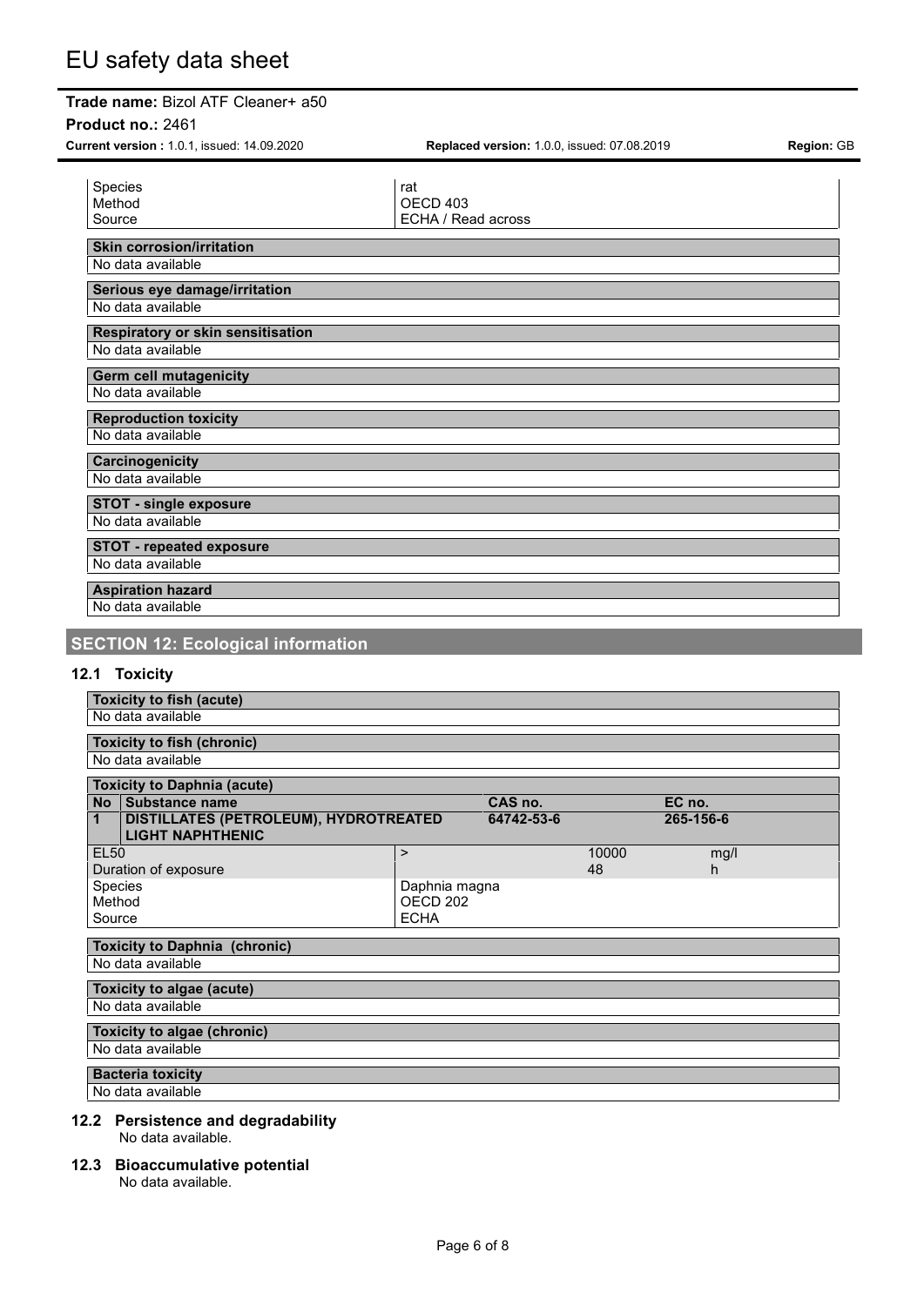| | |
|---|---|
| Species | rat |
| Method | OECD 403 |
| Source | ECHA / Read across |

| Skin corrosion/irritation |
|---|
| No data available |

| Serious eye damage/irritation |
|---|
| No data available |

| Respiratory or skin sensitisation |
|---|
| No data available |

| Germ cell mutagenicity |
|---|
| No data available |

| Reproduction toxicity |
|---|
| No data available |

| Carcinogenicity |
|---|
| No data available |

| STOT - single exposure |
|---|
| No data available |

| STOT - repeated exposure |
|---|
| No data available |

| Aspiration hazard |
|---|
| No data available |

## SECTION 12: Ecological information

### 12.1 Toxicity

| Toxicity to fish (acute) |
|---|
| No data available |

| Toxicity to fish (chronic) |
|---|
| No data available |

**Toxicity to Daphnia (acute)**

| No | Substance name | CAS no. | EC no. |
|---|---|---|---|
| 1 | DISTILLATES (PETROLEUM), HYDROTREATED LIGHT NAPHTHENIC | 64742-53-6 | 265-156-6 |

| | | | |
|---|---|---|---|
| EL50 | > | 10000 | mg/l |
| Duration of exposure | | 48 | h |
| Species | Daphnia magna | | |
| Method | OECD 202 | | |
| Source | ECHA | | |

| Toxicity to Daphnia (chronic) |
|---|
| No data available |

| Toxicity to algae (acute) |
|---|
| No data available |

| Toxicity to algae (chronic) |
|---|
| No data available |

| Bacteria toxicity |
|---|
| No data available |

### 12.2 Persistence and degradability

No data available.

### 12.3 Bioaccumulative potential

No data available.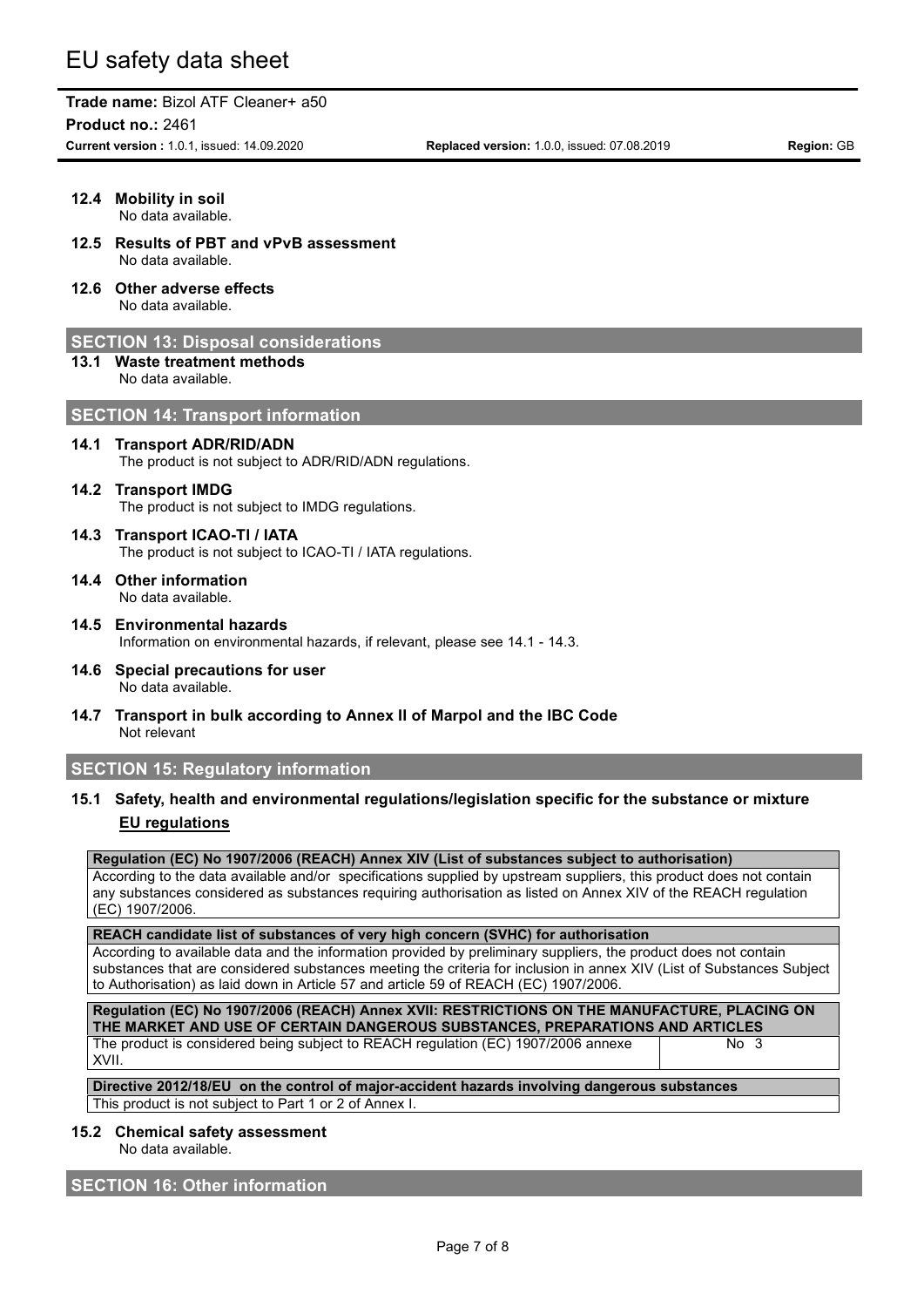### 12.4 Mobility in soil

No data available.

### 12.5 Results of PBT and vPvB assessment

No data available.

### 12.6 Other adverse effects

No data available.

## SECTION 13: Disposal considerations

### 13.1 Waste treatment methods

No data available.

## SECTION 14: Transport information

### 14.1 Transport ADR/RID/ADN

The product is not subject to ADR/RID/ADN regulations.

### 14.2 Transport IMDG

The product is not subject to IMDG regulations.

### 14.3 Transport ICAO-TI / IATA

The product is not subject to ICAO-TI / IATA regulations.

### 14.4 Other information

No data available.

### 14.5 Environmental hazards

Information on environmental hazards, if relevant, please see 14.1 - 14.3.

### 14.6 Special precautions for user

No data available.

### 14.7 Transport in bulk according to Annex II of Marpol and the IBC Code

Not relevant

## SECTION 15: Regulatory information

### 15.1 Safety, health and environmental regulations/legislation specific for the substance or mixture

**EU regulations**

| Regulation (EC) No 1907/2006 (REACH) Annex XIV (List of substances subject to authorisation) |
|---|
| According to the data available and/or specifications supplied by upstream suppliers, this product does not contain any substances considered as substances requiring authorisation as listed on Annex XIV of the REACH regulation (EC) 1907/2006. |

| REACH candidate list of substances of very high concern (SVHC) for authorisation |
|---|
| According to available data and the information provided by preliminary suppliers, the product does not contain substances that are considered substances meeting the criteria for inclusion in annex XIV (List of Substances Subject to Authorisation) as laid down in Article 57 and article 59 of REACH (EC) 1907/2006. |

| Regulation (EC) No 1907/2006 (REACH) Annex XVII: RESTRICTIONS ON THE MANUFACTURE, PLACING ON THE MARKET AND USE OF CERTAIN DANGEROUS SUBSTANCES, PREPARATIONS AND ARTICLES | |
|---|---|
| The product is considered being subject to REACH regulation (EC) 1907/2006 annexe XVII. | No 3 |

| Directive 2012/18/EU on the control of major-accident hazards involving dangerous substances |
|---|
| This product is not subject to Part 1 or 2 of Annex I. |

### 15.2 Chemical safety assessment

No data available.

## SECTION 16: Other information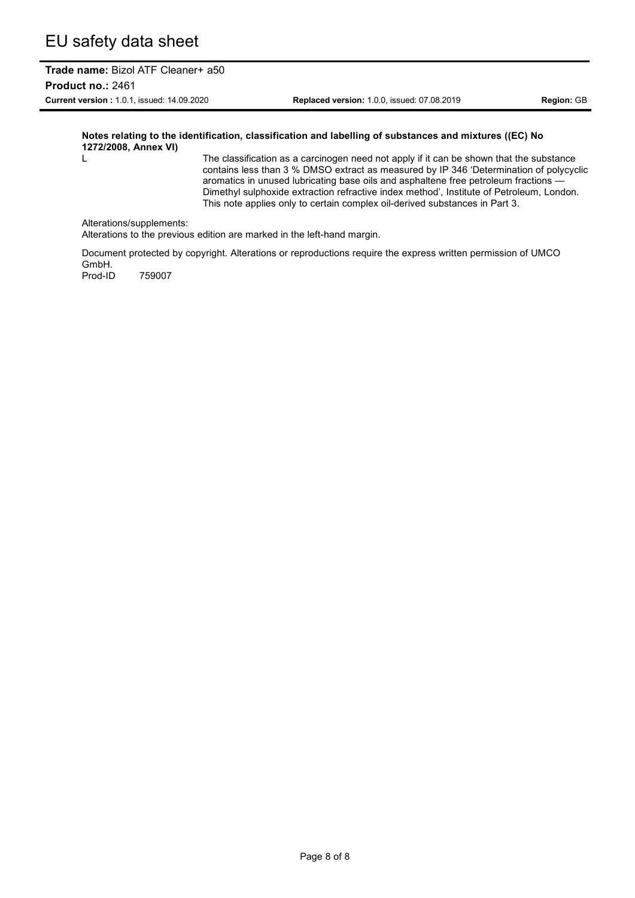**Notes relating to the identification, classification and labelling of substances and mixtures ((EC) No 1272/2008, Annex VI)**

| | |
|---|---|
| L | The classification as a carcinogen need not apply if it can be shown that the substance contains less than 3 % DMSO extract as measured by IP 346 'Determination of polycyclic aromatics in unused lubricating base oils and asphaltene free petroleum fractions — Dimethyl sulphoxide extraction refractive index method', Institute of Petroleum, London. This note applies only to certain complex oil-derived substances in Part 3. |

Alterations/supplements:
Alterations to the previous edition are marked in the left-hand margin.

Document protected by copyright. Alterations or reproductions require the express written permission of UMCO GmbH.
Prod-ID 759007